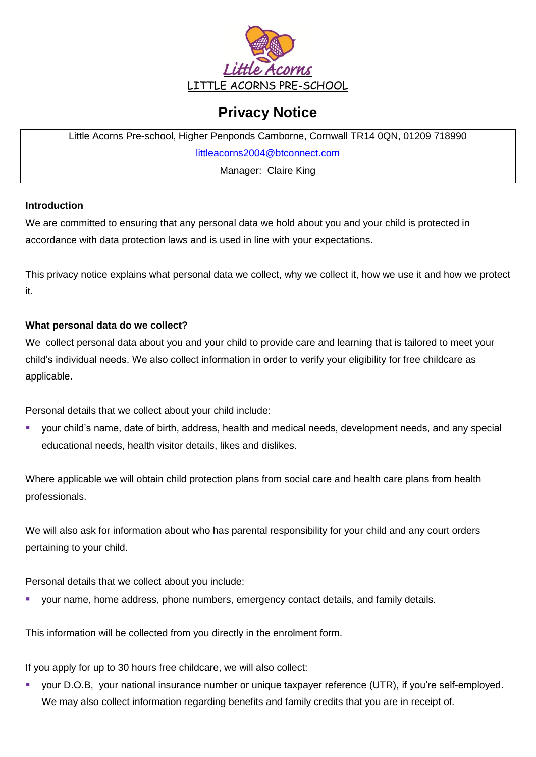Little Acorns

LITTLE ACORNS PRE-SCHOOL

# Privacy Notice

Little Acorns Pre-school, Higher Penponds Camborne, Cornwall TR14 0QN, 01209 718990

littleacorns2004@btconnect.com

Manager: Claire King

**Introduction**

We are committed to ensuring that any personal data we hold about you and your child is protected in accordance with data protection laws and is used in line with your expectations.

This privacy notice explains what personal data we collect, why we collect it, how we use it and how we protect it.

**What personal data do we collect?**

We collect personal data about you and your child to provide care and learning that is tailored to meet your child's individual needs. We also collect information in order to verify your eligibility for free childcare as applicable.

Personal details that we collect about your child include:

- your child's name, date of birth, address, health and medical needs, development needs, and any special educational needs, health visitor details, likes and dislikes.

Where applicable we will obtain child protection plans from social care and health care plans from health professionals.

We will also ask for information about who has parental responsibility for your child and any court orders pertaining to your child.

Personal details that we collect about you include:

- your name, home address, phone numbers, emergency contact details, and family details.

This information will be collected from you directly in the enrolment form.

If you apply for up to 30 hours free childcare, we will also collect:

- your D.O.B, your national insurance number or unique taxpayer reference (UTR), if you're self-employed. We may also collect information regarding benefits and family credits that you are in receipt of.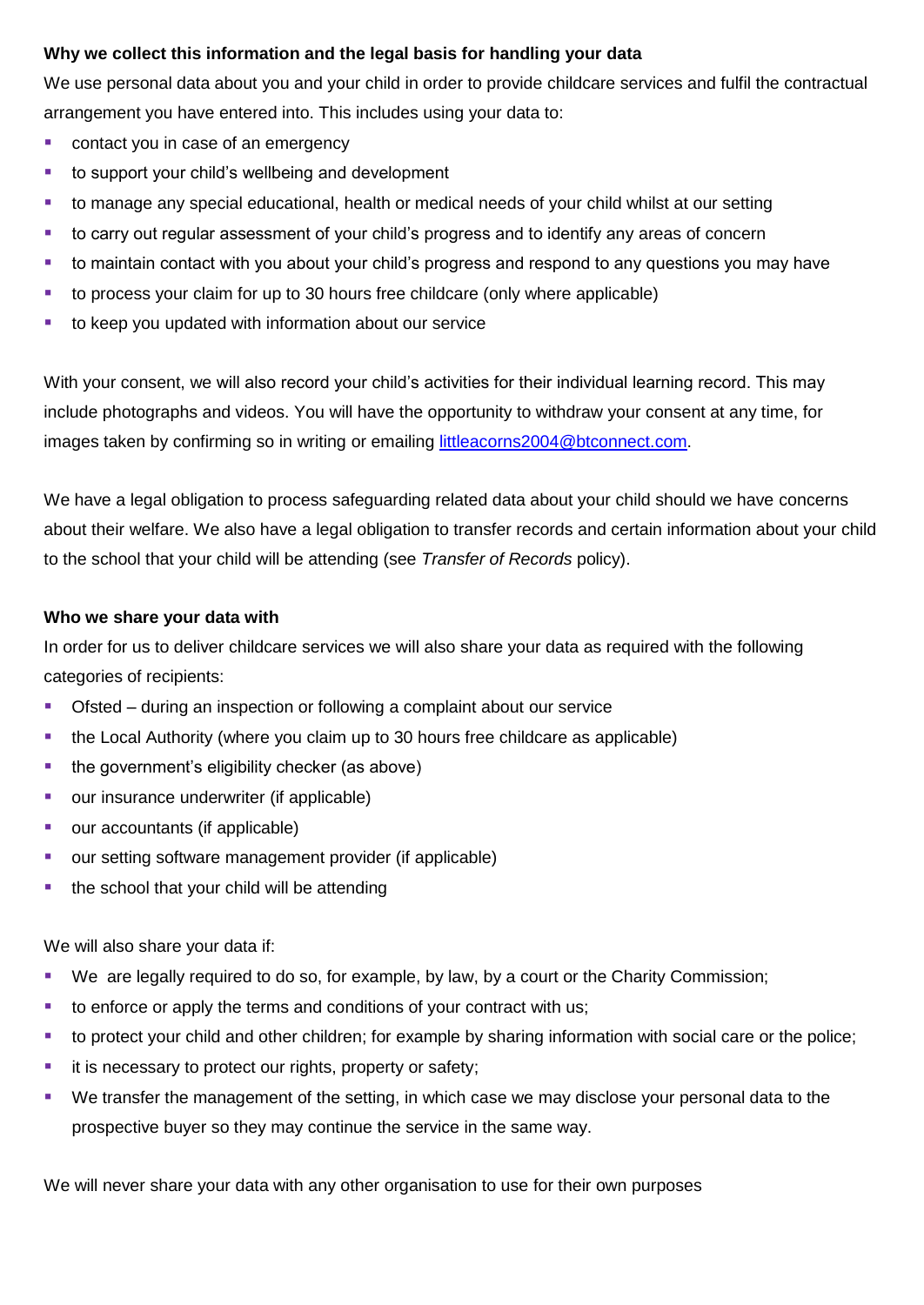**Why we collect this information and the legal basis for handling your data**

We use personal data about you and your child in order to provide childcare services and fulfil the contractual arrangement you have entered into. This includes using your data to:

- contact you in case of an emergency
- to support your child's wellbeing and development
- to manage any special educational, health or medical needs of your child whilst at our setting
- to carry out regular assessment of your child's progress and to identify any areas of concern
- to maintain contact with you about your child's progress and respond to any questions you may have
- to process your claim for up to 30 hours free childcare (only where applicable)
- to keep you updated with information about our service

With your consent, we will also record your child's activities for their individual learning record. This may include photographs and videos. You will have the opportunity to withdraw your consent at any time, for images taken by confirming so in writing or emailing littleacorns2004@btconnect.com.

We have a legal obligation to process safeguarding related data about your child should we have concerns about their welfare. We also have a legal obligation to transfer records and certain information about your child to the school that your child will be attending (see *Transfer of Records* policy).

**Who we share your data with**

In order for us to deliver childcare services we will also share your data as required with the following categories of recipients:

- Ofsted – during an inspection or following a complaint about our service
- the Local Authority (where you claim up to 30 hours free childcare as applicable)
- the government's eligibility checker (as above)
- our insurance underwriter (if applicable)
- our accountants (if applicable)
- our setting software management provider (if applicable)
- the school that your child will be attending

We will also share your data if:

- We are legally required to do so, for example, by law, by a court or the Charity Commission;
- to enforce or apply the terms and conditions of your contract with us;
- to protect your child and other children; for example by sharing information with social care or the police;
- it is necessary to protect our rights, property or safety;
- We transfer the management of the setting, in which case we may disclose your personal data to the prospective buyer so they may continue the service in the same way.

We will never share your data with any other organisation to use for their own purposes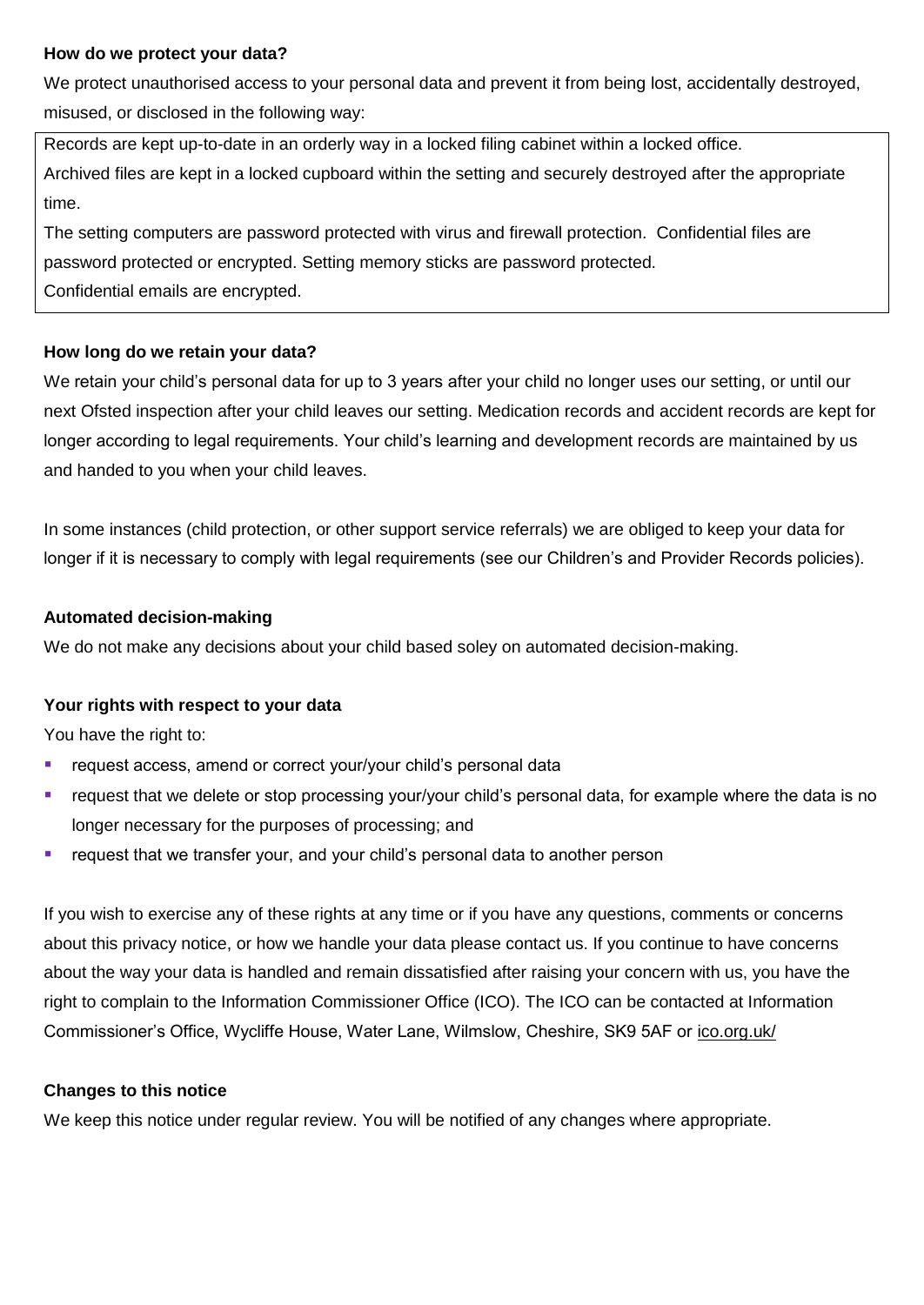**How do we protect your data?**

We protect unauthorised access to your personal data and prevent it from being lost, accidentally destroyed, misused, or disclosed in the following way:

Records are kept up-to-date in an orderly way in a locked filing cabinet within a locked office.
Archived files are kept in a locked cupboard within the setting and securely destroyed after the appropriate time.
The setting computers are password protected with virus and firewall protection. Confidential files are password protected or encrypted. Setting memory sticks are password protected.
Confidential emails are encrypted.

**How long do we retain your data?**

We retain your child's personal data for up to 3 years after your child no longer uses our setting, or until our next Ofsted inspection after your child leaves our setting. Medication records and accident records are kept for longer according to legal requirements. Your child's learning and development records are maintained by us and handed to you when your child leaves.

In some instances (child protection, or other support service referrals) we are obliged to keep your data for longer if it is necessary to comply with legal requirements (see our Children's and Provider Records policies).

**Automated decision-making**

We do not make any decisions about your child based soley on automated decision-making.

**Your rights with respect to your data**

You have the right to:

- request access, amend or correct your/your child's personal data
- request that we delete or stop processing your/your child's personal data, for example where the data is no longer necessary for the purposes of processing; and
- request that we transfer your, and your child's personal data to another person

If you wish to exercise any of these rights at any time or if you have any questions, comments or concerns about this privacy notice, or how we handle your data please contact us. If you continue to have concerns about the way your data is handled and remain dissatisfied after raising your concern with us, you have the right to complain to the Information Commissioner Office (ICO). The ICO can be contacted at Information Commissioner's Office, Wycliffe House, Water Lane, Wilmslow, Cheshire, SK9 5AF or ico.org.uk/

**Changes to this notice**

We keep this notice under regular review. You will be notified of any changes where appropriate.